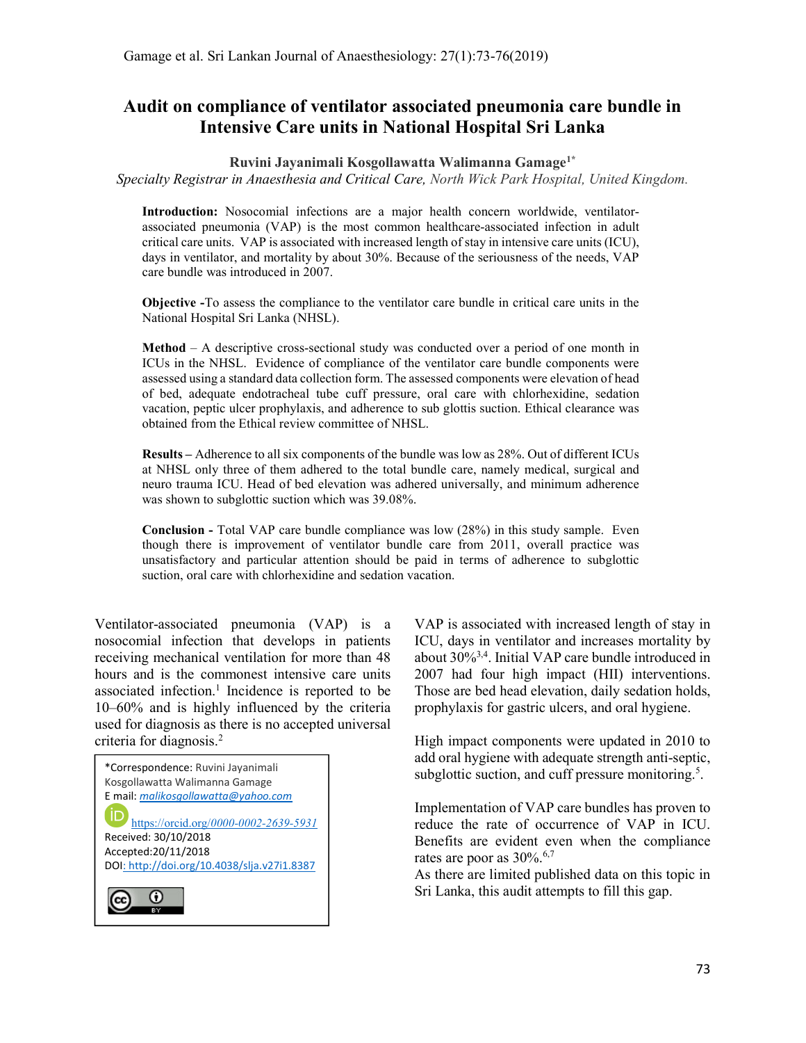# Audit on compliance of ventilator associated pneumonia care bundle in Intensive Care units in National Hospital Sri Lanka

**Ruvini Jayanimali Kosgollawatta Walimanna Gamage**[1*]

*Specialty Registrar in Anaesthesia and Critical Care,* North Wick Park Hospital, United Kingdom.

**Introduction:** Nosocomial infections are a major health concern worldwide, ventilator-associated pneumonia (VAP) is the most common healthcare-associated infection in adult critical care units. VAP is associated with increased length of stay in intensive care units (ICU), days in ventilator, and mortality by about 30%. Because of the seriousness of the needs, VAP care bundle was introduced in 2007.

**Objective -**To assess the compliance to the ventilator care bundle in critical care units in the National Hospital Sri Lanka (NHSL).

**Method** – A descriptive cross-sectional study was conducted over a period of one month in ICUs in the NHSL. Evidence of compliance of the ventilator care bundle components were assessed using a standard data collection form. The assessed components were elevation of head of bed, adequate endotracheal tube cuff pressure, oral care with chlorhexidine, sedation vacation, peptic ulcer prophylaxis, and adherence to sub glottis suction. Ethical clearance was obtained from the Ethical review committee of NHSL.

**Results –** Adherence to all six components of the bundle was low as 28%. Out of different ICUs at NHSL only three of them adhered to the total bundle care, namely medical, surgical and neuro trauma ICU. Head of bed elevation was adhered universally, and minimum adherence was shown to subglottic suction which was 39.08%.

**Conclusion -** Total VAP care bundle compliance was low (28%) in this study sample. Even though there is improvement of ventilator bundle care from 2011, overall practice was unsatisfactory and particular attention should be paid in terms of adherence to subglottic suction, oral care with chlorhexidine and sedation vacation.

Ventilator-associated pneumonia (VAP) is a nosocomial infection that develops in patients receiving mechanical ventilation for more than 48 hours and is the commonest intensive care units associated infection.[1] Incidence is reported to be 10–60% and is highly influenced by the criteria used for diagnosis as there is no accepted universal criteria for diagnosis.[2]

*Correspondence: Ruvini Jayanimali Kosgollawatta Walimanna Gamage
E mail: *malikosgollawatta@yahoo.com*
https://orcid.org/0000-0002-2639-5931
Received: 30/10/2018
Accepted:20/11/2018
DOI: http://doi.org/10.4038/slja.v27i1.8387

VAP is associated with increased length of stay in ICU, days in ventilator and increases mortality by about 30%[3,4]. Initial VAP care bundle introduced in 2007 had four high impact (HII) interventions. Those are bed head elevation, daily sedation holds, prophylaxis for gastric ulcers, and oral hygiene.

High impact components were updated in 2010 to add oral hygiene with adequate strength anti-septic, subglottic suction, and cuff pressure monitoring.[5].

Implementation of VAP care bundles has proven to reduce the rate of occurrence of VAP in ICU. Benefits are evident even when the compliance rates are poor as 30%.[6,7]

As there are limited published data on this topic in Sri Lanka, this audit attempts to fill this gap.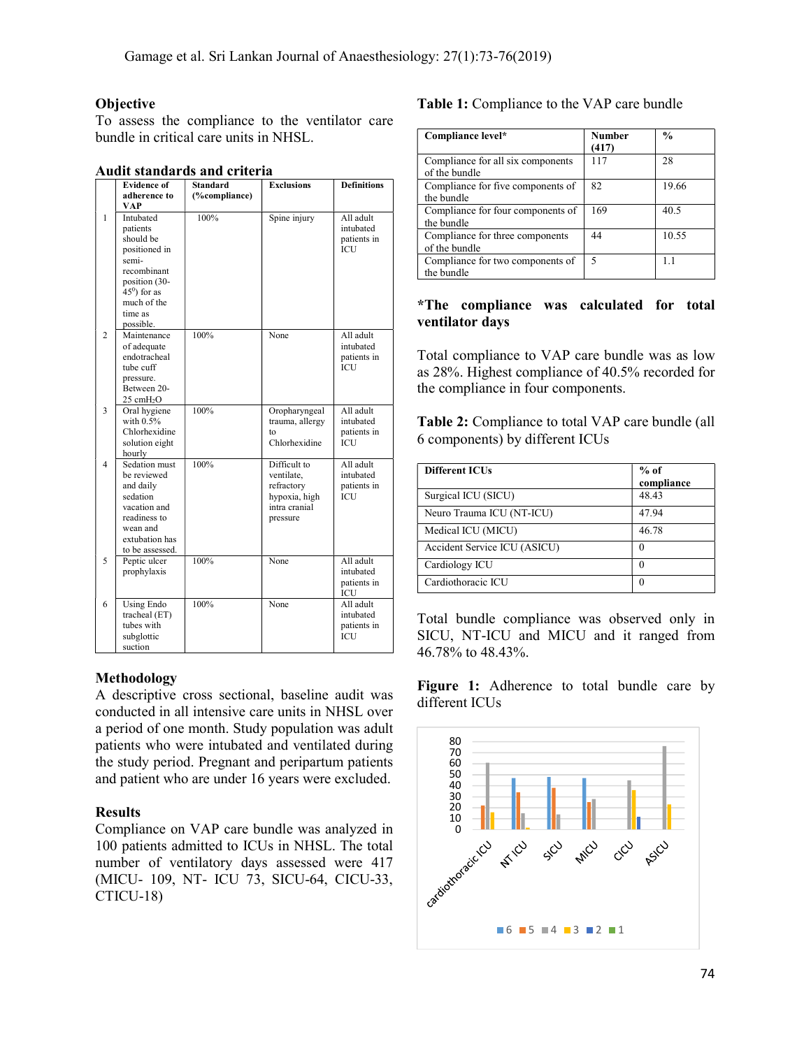### Objective

To assess the compliance to the ventilator care bundle in critical care units in NHSL.

### Audit standards and criteria

| | Evidence of adherence to VAP | Standard (%compliance) | Exclusions | Definitions |
|---|---|---|---|---|
| 1 | Intubated patients should be positioned in semi-recombinant position (30-45$^0$) for as much of the time as possible. | 100% | Spine injury | All adult intubated patients in ICU |
| 2 | Maintenance of adequate endotracheal tube cuff pressure. Between 20-25 cm$H_2O$ | 100% | None | All adult intubated patients in ICU |
| 3 | Oral hygiene with 0.5% Chlorhexidine solution eight hourly | 100% | Oropharyngeal trauma, allergy to Chlorhexidine | All adult intubated patients in ICU |
| 4 | Sedation must be reviewed and daily sedation vacation and readiness to wean and extubation has to be assessed. | 100% | Difficult to ventilate, refractory hypoxia, high intra cranial pressure | All adult intubated patients in ICU |
| 5 | Peptic ulcer prophylaxis | 100% | None | All adult intubated patients in ICU |
| 6 | Using Endo tracheal (ET) tubes with subglottic suction | 100% | None | All adult intubated patients in ICU |

### Methodology

A descriptive cross sectional, baseline audit was conducted in all intensive care units in NHSL over a period of one month. Study population was adult patients who were intubated and ventilated during the study period. Pregnant and peripartum patients and patient who are under 16 years were excluded.

### Results

Compliance on VAP care bundle was analyzed in 100 patients admitted to ICUs in NHSL. The total number of ventilatory days assessed were 417 (MICU- 109, NT- ICU 73, SICU-64, CICU-33, CTICU-18)

**Table 1:** Compliance to the VAP care bundle

| Compliance level* | Number (417) | % |
|---|---|---|
| Compliance for all six components of the bundle | 117 | 28 |
| Compliance for five components of the bundle | 82 | 19.66 |
| Compliance for four components of the bundle | 169 | 40.5 |
| Compliance for three components of the bundle | 44 | 10.55 |
| Compliance for two components of the bundle | 5 | 1.1 |

**\*The compliance was calculated for total ventilator days**

Total compliance to VAP care bundle was as low as 28%. Highest compliance of 40.5% recorded for the compliance in four components.

**Table 2:** Compliance to total VAP care bundle (all 6 components) by different ICUs

| Different ICUs | % of compliance |
|---|---|
| Surgical ICU (SICU) | 48.43 |
| Neuro Trauma ICU (NT-ICU) | 47.94 |
| Medical ICU (MICU) | 46.78 |
| Accident Service ICU (ASICU) | 0 |
| Cardiology ICU | 0 |
| Cardiothoracic ICU | 0 |

Total bundle compliance was observed only in SICU, NT-ICU and MICU and it ranged from 46.78% to 48.43%.

**Figure 1:** Adherence to total bundle care by different ICUs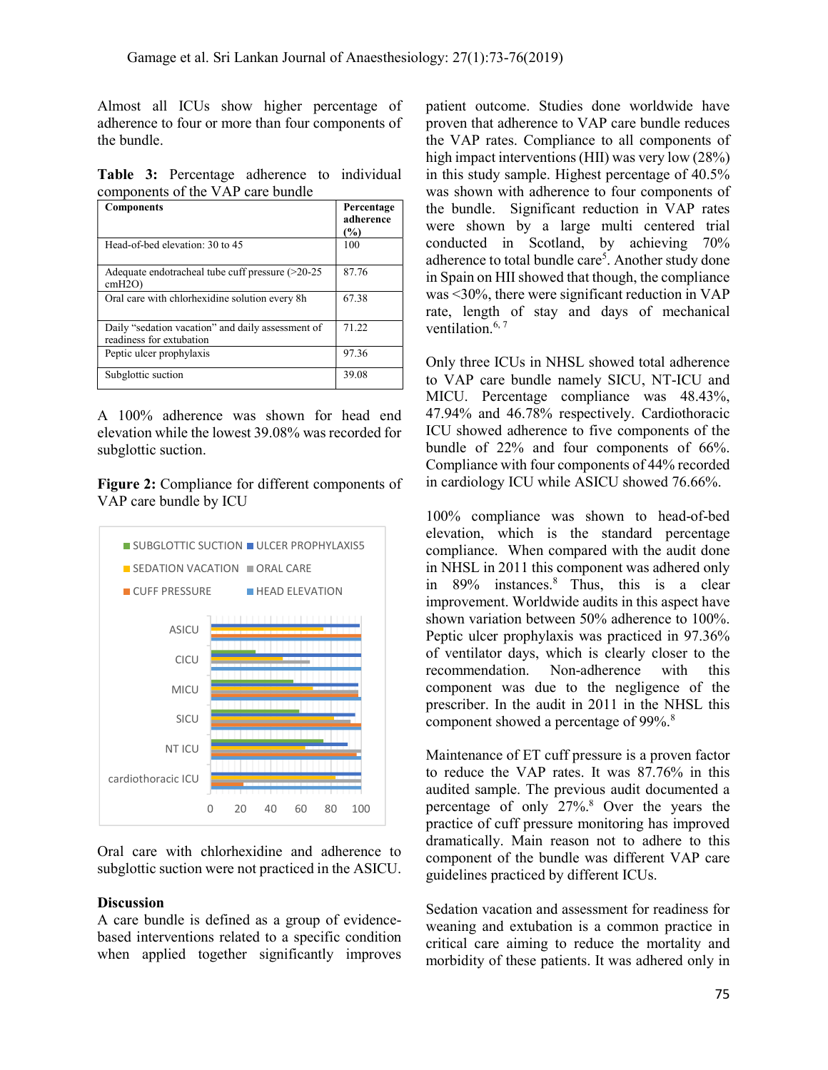Almost all ICUs show higher percentage of adherence to four or more than four components of the bundle.

**Table 3:** Percentage adherence to individual components of the VAP care bundle

| Components | Percentage adherence (%) |
|---|---|
| Head-of-bed elevation: 30 to 45 | 100 |
| Adequate endotracheal tube cuff pressure (>20-25 cmH2O) | 87.76 |
| Oral care with chlorhexidine solution every 8h | 67.38 |
| Daily "sedation vacation" and daily assessment of readiness for extubation | 71.22 |
| Peptic ulcer prophylaxis | 97.36 |
| Subglottic suction | 39.08 |

A 100% adherence was shown for head end elevation while the lowest 39.08% was recorded for subglottic suction.

**Figure 2:** Compliance for different components of VAP care bundle by ICU

Oral care with chlorhexidine and adherence to subglottic suction were not practiced in the ASICU.

## Discussion

A care bundle is defined as a group of evidence-based interventions related to a specific condition when applied together significantly improves patient outcome. Studies done worldwide have proven that adherence to VAP care bundle reduces the VAP rates. Compliance to all components of high impact interventions (HII) was very low (28%) in this study sample. Highest percentage of 40.5% was shown with adherence to four components of the bundle. Significant reduction in VAP rates were shown by a large multi centered trial conducted in Scotland, by achieving 70% adherence to total bundle care[5]. Another study done in Spain on HII showed that though, the compliance was <30%, there were significant reduction in VAP rate, length of stay and days of mechanical ventilation.[6, 7]

Only three ICUs in NHSL showed total adherence to VAP care bundle namely SICU, NT-ICU and MICU. Percentage compliance was 48.43%, 47.94% and 46.78% respectively. Cardiothoracic ICU showed adherence to five components of the bundle of 22% and four components of 66%. Compliance with four components of 44% recorded in cardiology ICU while ASICU showed 76.66%.

100% compliance was shown to head-of-bed elevation, which is the standard percentage compliance. When compared with the audit done in NHSL in 2011 this component was adhered only in 89% instances.[8] Thus, this is a clear improvement. Worldwide audits in this aspect have shown variation between 50% adherence to 100%. Peptic ulcer prophylaxis was practiced in 97.36% of ventilator days, which is clearly closer to the recommendation. Non-adherence with this component was due to the negligence of the prescriber. In the audit in 2011 in the NHSL this component showed a percentage of 99%.[8]

Maintenance of ET cuff pressure is a proven factor to reduce the VAP rates. It was 87.76% in this audited sample. The previous audit documented a percentage of only 27%.[8] Over the years the practice of cuff pressure monitoring has improved dramatically. Main reason not to adhere to this component of the bundle was different VAP care guidelines practiced by different ICUs.

Sedation vacation and assessment for readiness for weaning and extubation is a common practice in critical care aiming to reduce the mortality and morbidity of these patients. It was adhered only in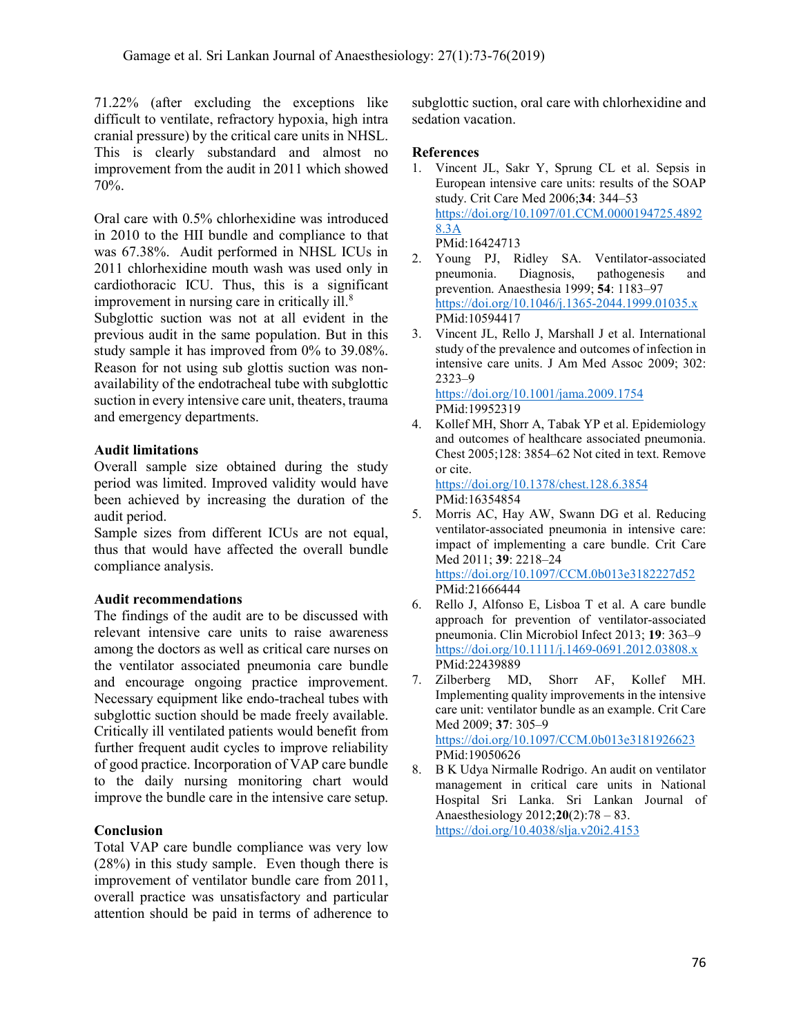71.22% (after excluding the exceptions like difficult to ventilate, refractory hypoxia, high intra cranial pressure) by the critical care units in NHSL. This is clearly substandard and almost no improvement from the audit in 2011 which showed 70%.

Oral care with 0.5% chlorhexidine was introduced in 2010 to the HII bundle and compliance to that was 67.38%. Audit performed in NHSL ICUs in 2011 chlorhexidine mouth wash was used only in cardiothoracic ICU. Thus, this is a significant improvement in nursing care in critically ill.[8]
Subglottic suction was not at all evident in the previous audit in the same population. But in this study sample it has improved from 0% to 39.08%. Reason for not using sub glottis suction was non-availability of the endotracheal tube with subglottic suction in every intensive care unit, theaters, trauma and emergency departments.

### Audit limitations

Overall sample size obtained during the study period was limited. Improved validity would have been achieved by increasing the duration of the audit period.
Sample sizes from different ICUs are not equal, thus that would have affected the overall bundle compliance analysis.

### Audit recommendations

The findings of the audit are to be discussed with relevant intensive care units to raise awareness among the doctors as well as critical care nurses on the ventilator associated pneumonia care bundle and encourage ongoing practice improvement. Necessary equipment like endo-tracheal tubes with subglottic suction should be made freely available. Critically ill ventilated patients would benefit from further frequent audit cycles to improve reliability of good practice. Incorporation of VAP care bundle to the daily nursing monitoring chart would improve the bundle care in the intensive care setup.

### Conclusion

Total VAP care bundle compliance was very low (28%) in this study sample. Even though there is improvement of ventilator bundle care from 2011, overall practice was unsatisfactory and particular attention should be paid in terms of adherence to subglottic suction, oral care with chlorhexidine and sedation vacation.

### References

1. Vincent JL, Sakr Y, Sprung CL et al. Sepsis in European intensive care units: results of the SOAP study. Crit Care Med 2006;**34**: 344–53 https://doi.org/10.1097/01.CCM.0000194725.48928.3A PMid:16424713
2. Young PJ, Ridley SA. Ventilator-associated pneumonia. Diagnosis, pathogenesis and prevention. Anaesthesia 1999; **54**: 1183–97 https://doi.org/10.1046/j.1365-2044.1999.01035.x PMid:10594417
3. Vincent JL, Rello J, Marshall J et al. International study of the prevalence and outcomes of infection in intensive care units. J Am Med Assoc 2009; 302: 2323–9 https://doi.org/10.1001/jama.2009.1754 PMid:19952319
4. Kollef MH, Shorr A, Tabak YP et al. Epidemiology and outcomes of healthcare associated pneumonia. Chest 2005;128: 3854–62 Not cited in text. Remove or cite. https://doi.org/10.1378/chest.128.6.3854 PMid:16354854
5. Morris AC, Hay AW, Swann DG et al. Reducing ventilator-associated pneumonia in intensive care: impact of implementing a care bundle. Crit Care Med 2011; **39**: 2218–24 https://doi.org/10.1097/CCM.0b013e3182227d52 PMid:21666444
6. Rello J, Alfonso E, Lisboa T et al. A care bundle approach for prevention of ventilator-associated pneumonia. Clin Microbiol Infect 2013; **19**: 363–9 https://doi.org/10.1111/j.1469-0691.2012.03808.x PMid:22439889
7. Zilberberg MD, Shorr AF, Kollef MH. Implementing quality improvements in the intensive care unit: ventilator bundle as an example. Crit Care Med 2009; **37**: 305–9 https://doi.org/10.1097/CCM.0b013e3181926623 PMid:19050626
8. B K Udya Nirmalle Rodrigo. An audit on ventilator management in critical care units in National Hospital Sri Lanka. Sri Lankan Journal of Anaesthesiology 2012;**20**(2):78 – 83. https://doi.org/10.4038/slja.v20i2.4153